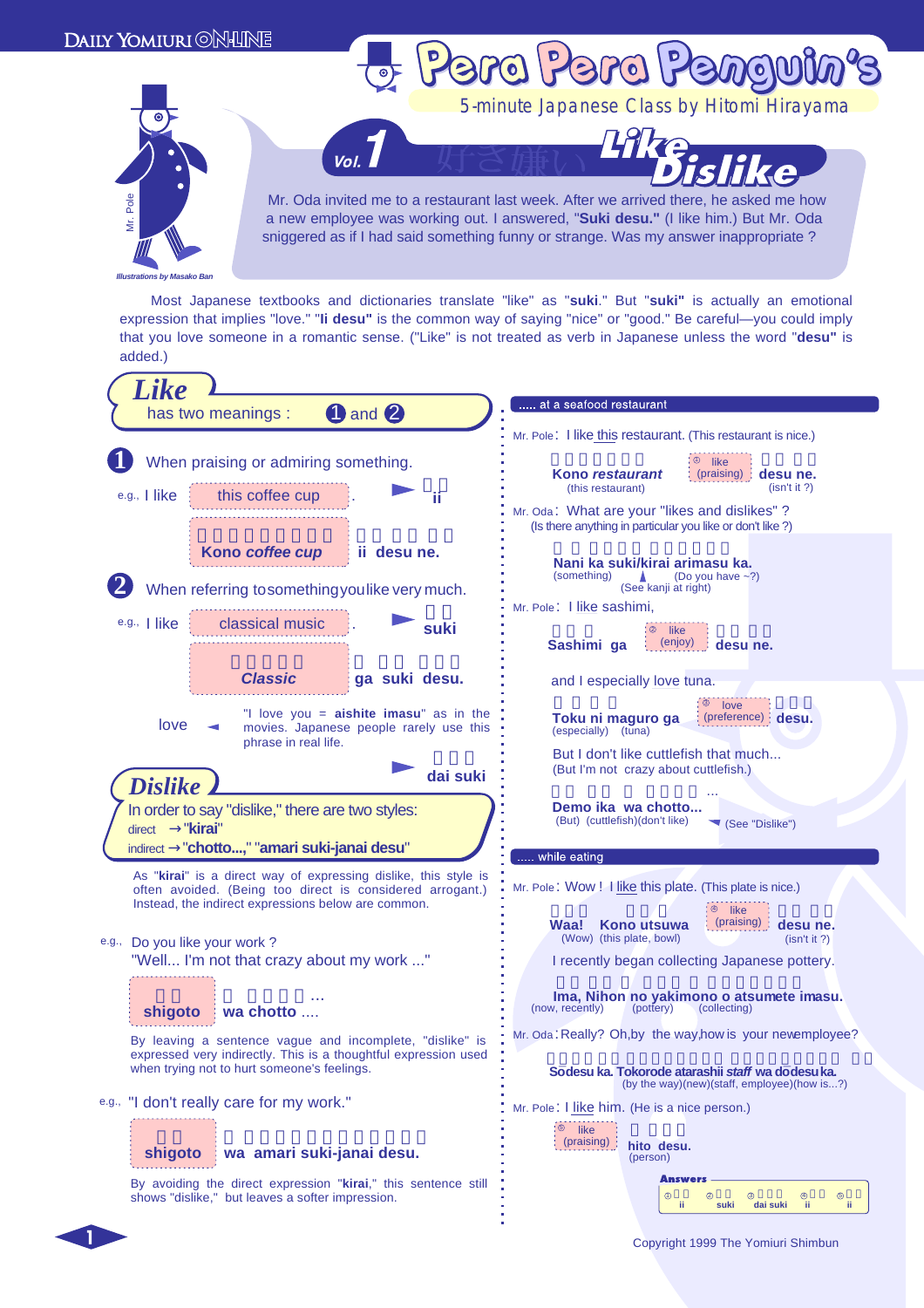DAILY YOMIURI ONLINE

# Pera Pera Penguin's

5-minute Japanese Class by Hitomi Hirayama

## Vol. 1 Like Dislike

Mr. Pole

*Illustrations by Masako Ban*

Mr. Oda invited me to a restaurant last week. After we arrived there, he asked me how a new employee was working out. I answered, "**Suki desu.**" (I like him.) But Mr. Oda sniggered as if I had said something funny or strange. Was my answer inappropriate ?

Most Japanese textbooks and dictionaries translate "like" as "**suki**." But "**suki**" is actually an emotional expression that implies "love." "**Ii desu"** is the common way of saying "nice" or "good." Be careful—you could imply that you love someone in a romantic sense. ("Like" is not treated as verb in Japanese unless the word "**desu"** is added.)

## Like

has two meanings : ① and ②

**①** When praising or admiring something.

e.g., I like this coffee cup. ► **ii**

**Kono *coffee cup*** **ii desu ne.**

**②** When referring to something you like very much.

e.g., I like classical music. ► **suki**

***Classic*** **ga suki desu.**

love ◄ "I love you = **aishite imasu**" as in the movies. Japanese people rarely use this phrase in real life.

► **dai suki**

## Dislike

In order to say "dislike," there are two styles:

direct → "**kirai**"

indirect → "**chotto...,**" "**amari suki-janai desu**"

As "**kirai**" is a direct way of expressing dislike, this style is often avoided. (Being too direct is considered arrogant.) Instead, the indirect expressions below are common.

e.g., Do you like your work ?

"Well... I'm not that crazy about my work ..."

**shigoto** **wa chotto** ....

By leaving a sentence vague and incomplete, "dislike" is expressed very indirectly. This is a thoughtful expression used when trying not to hurt someone's feelings.

e.g., "I don't really care for my work."

**shigoto** **wa amari suki-janai desu.**

By avoiding the direct expression "**kirai**," this sentence still shows "dislike," but leaves a softer impression.

---

..... at a seafood restaurant

Mr. Pole: I like this restaurant. (This restaurant is nice.)

**Kono *restaurant*** (this restaurant) ① like (praising) **desu ne.** (isn't it ?)

Mr. Oda: What are your "likes and dislikes" ?
(Is there anything in particular you like or don't like ?)

**Nani ka suki/kirai arimasu ka.**
(something) (See kanji at right) (Do you have ~?)

Mr. Pole: I like sashimi,

**Sashimi ga** ② like (enjoy) **desu ne.**

and I especially love tuna.

**Toku ni maguro ga** (especially) (tuna) ③ love (preference) **desu.**

But I don't like cuttlefish that much...
(But I'm not crazy about cuttlefish.)

**Demo ika wa chotto...**
(But) (cuttlefish)(don't like) ◄ (See "Dislike")

..... while eating

Mr. Pole: Wow ! I like this plate. (This plate is nice.)

**Waa! Kono utsuwa** (Wow) (this plate, bowl) ④ like (praising) **desu ne.** (isn't it ?)

I recently began collecting Japanese pottery.

**Ima, Nihon no yakimono o atsumete imasu.**
(now, recently) (pottery) (collecting)

Mr. Oda: Really? Oh, by the way, how is your new employee?

**Sodesu ka. Tokorode atarashii *staff* wa dodesu ka.**
(by the way)(new)(staff, employee)(how is...?)

Mr. Pole: I like him. (He is a nice person.)

⑤ like (praising) **hito desu.** (person)

**Answers**

① ii ② suki ③ dai suki ④ ii ⑤ ii

Copyright 1999 The Yomiuri Shimbun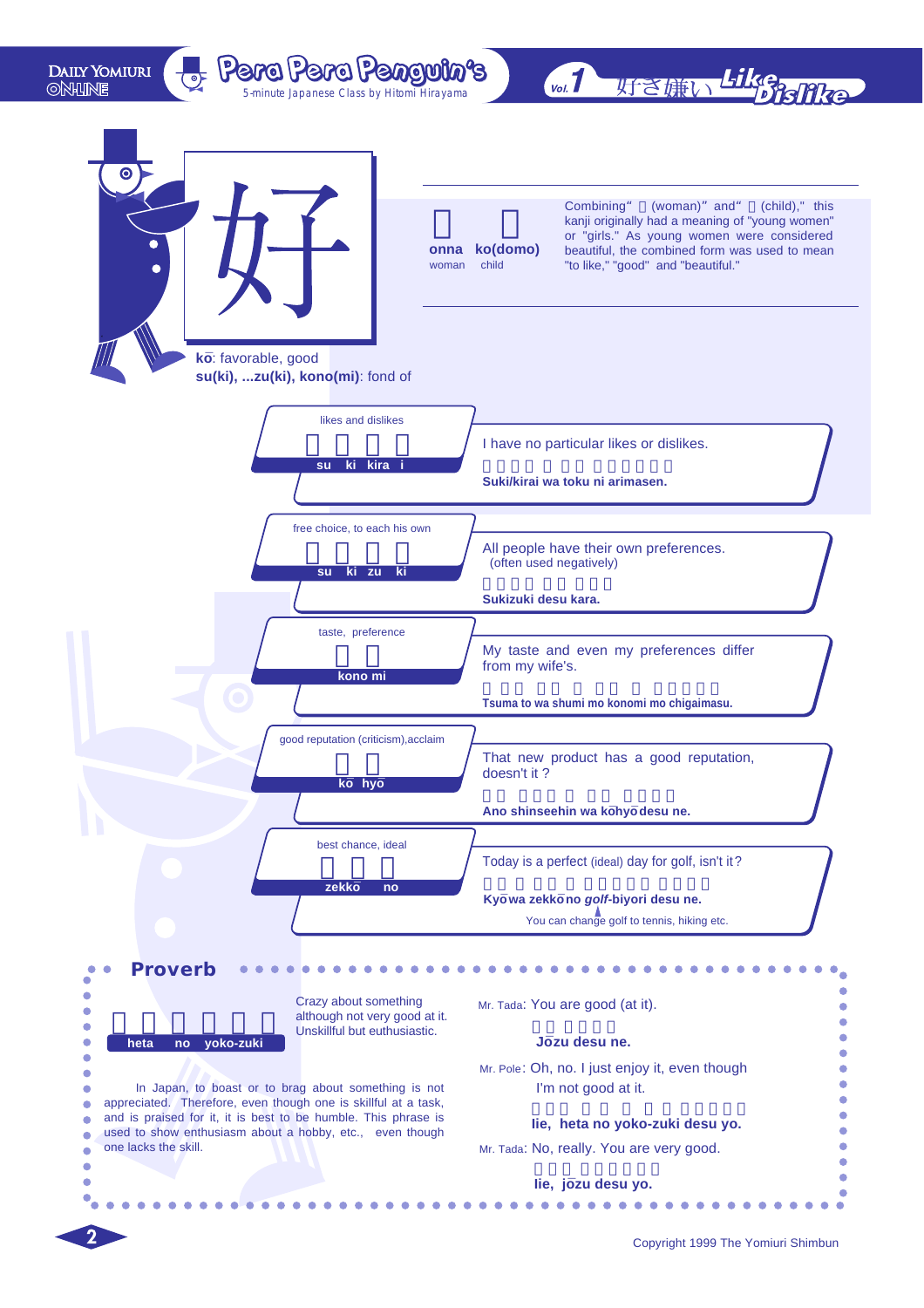# 好

**kō**: favorable, good
**su(ki), ...zu(ki), kono(mi)**: fond of

**onna** ko(domo)
woman child

Combining "(woman)" and "(child)," this kanji originally had a meaning of "young women" or "girls." As young women were considered beautiful, the combined form was used to mean "to like," "good" and "beautiful."

---

likes and dislikes
**su ki kira i**

I have no particular likes or dislikes.
**Suki/kirai wa toku ni arimasen.**

---

free choice, to each his own
**su ki zu ki**

All people have their own preferences.
(often used negatively)
**Sukizuki desu kara.**

---

taste, preference
**kono mi**

My taste and even my preferences differ from my wife's.
**Tsuma to wa shumi mo konomi mo chigaimasu.**

---

good reputation (criticism),acclaim
**ko hyō**

That new product has a good reputation, doesn't it ?
**Ano shinseehin wa kōhyō desu ne.**

---

best chance, ideal
**zekkō no**

Today is a perfect (ideal) day for golf, isn't it?
**Kyōwa zekkō no *golf*-biyori desu ne.**

You can change golf to tennis, hiking etc.

## Proverb

**heta no yoko-zuki**

Crazy about something although not very good at it. Unskillful but euthusiastic.

In Japan, to boast or to brag about something is not appreciated. Therefore, even though one is skillful at a task, and is praised for it, it is best to be humble. This phrase is used to show enthusiasm about a hobby, etc., even though one lacks the skill.

Mr. Tada: You are good (at it).
**Jōzu desu ne.**

Mr. Pole: Oh, no. I just enjoy it, even though I'm not good at it.
**Iie, heta no yoko-zuki desu yo.**

Mr. Tada: No, really. You are very good.
**Iie, jōzu desu yo.**

Copyright 1999 The Yomiuri Shimbun